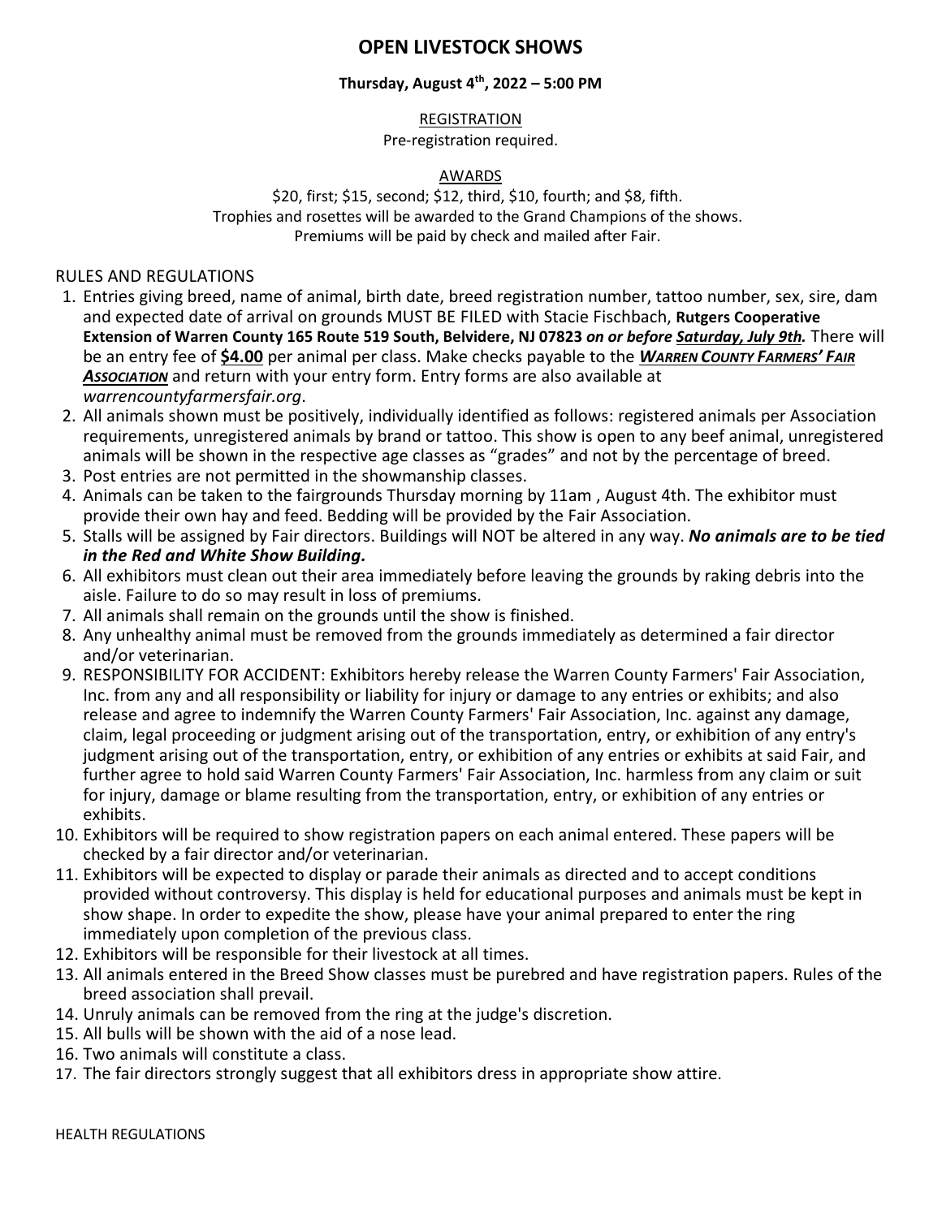# OPEN LIVESTOCK SHOWS

**Thursday, August 4th, 2022 – 5:00 PM**

REGISTRATION

Pre-registration required.

AWARDS

$20, first; $15, second; $12, third, $10, fourth; and $8, fifth.
Trophies and rosettes will be awarded to the Grand Champions of the shows.
Premiums will be paid by check and mailed after Fair.

RULES AND REGULATIONS

1. Entries giving breed, name of animal, birth date, breed registration number, tattoo number, sex, sire, dam and expected date of arrival on grounds MUST BE FILED with Stacie Fischbach, **Rutgers Cooperative Extension of Warren County 165 Route 519 South, Belvidere, NJ 07823** ***on or before Saturday, July 9th.*** There will be an entry fee of **$4.00** per animal per class. Make checks payable to the ***WARREN COUNTY FARMERS' FAIR ASSOCIATION*** and return with your entry form. Entry forms are also available at *warrencountyfarmersfair.org*.
2. All animals shown must be positively, individually identified as follows: registered animals per Association requirements, unregistered animals by brand or tattoo. This show is open to any beef animal, unregistered animals will be shown in the respective age classes as "grades" and not by the percentage of breed.
3. Post entries are not permitted in the showmanship classes.
4. Animals can be taken to the fairgrounds Thursday morning by 11am , August 4th. The exhibitor must provide their own hay and feed. Bedding will be provided by the Fair Association.
5. Stalls will be assigned by Fair directors. Buildings will NOT be altered in any way. ***No animals are to be tied in the Red and White Show Building.***
6. All exhibitors must clean out their area immediately before leaving the grounds by raking debris into the aisle. Failure to do so may result in loss of premiums.
7. All animals shall remain on the grounds until the show is finished.
8. Any unhealthy animal must be removed from the grounds immediately as determined a fair director and/or veterinarian.
9. RESPONSIBILITY FOR ACCIDENT: Exhibitors hereby release the Warren County Farmers' Fair Association, Inc. from any and all responsibility or liability for injury or damage to any entries or exhibits; and also release and agree to indemnify the Warren County Farmers' Fair Association, Inc. against any damage, claim, legal proceeding or judgment arising out of the transportation, entry, or exhibition of any entry's judgment arising out of the transportation, entry, or exhibition of any entries or exhibits at said Fair, and further agree to hold said Warren County Farmers' Fair Association, Inc. harmless from any claim or suit for injury, damage or blame resulting from the transportation, entry, or exhibition of any entries or exhibits.
10. Exhibitors will be required to show registration papers on each animal entered. These papers will be checked by a fair director and/or veterinarian.
11. Exhibitors will be expected to display or parade their animals as directed and to accept conditions provided without controversy. This display is held for educational purposes and animals must be kept in show shape. In order to expedite the show, please have your animal prepared to enter the ring immediately upon completion of the previous class.
12. Exhibitors will be responsible for their livestock at all times.
13. All animals entered in the Breed Show classes must be purebred and have registration papers. Rules of the breed association shall prevail.
14. Unruly animals can be removed from the ring at the judge's discretion.
15. All bulls will be shown with the aid of a nose lead.
16. Two animals will constitute a class.
17. The fair directors strongly suggest that all exhibitors dress in appropriate show attire.

HEALTH REGULATIONS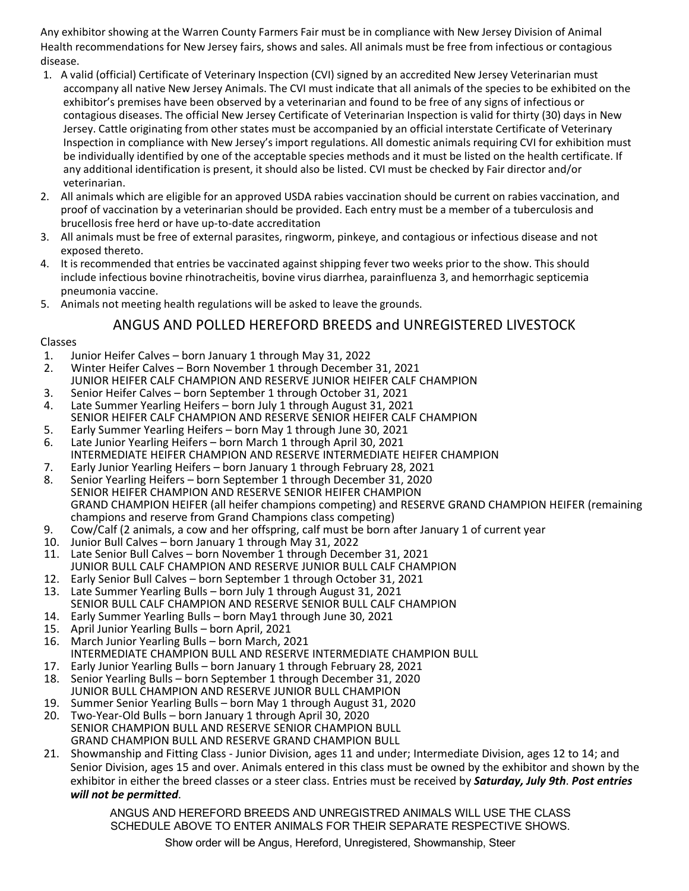Any exhibitor showing at the Warren County Farmers Fair must be in compliance with New Jersey Division of Animal Health recommendations for New Jersey fairs, shows and sales. All animals must be free from infectious or contagious disease.

1. A valid (official) Certificate of Veterinary Inspection (CVI) signed by an accredited New Jersey Veterinarian must accompany all native New Jersey Animals. The CVI must indicate that all animals of the species to be exhibited on the exhibitor's premises have been observed by a veterinarian and found to be free of any signs of infectious or contagious diseases. The official New Jersey Certificate of Veterinarian Inspection is valid for thirty (30) days in New Jersey. Cattle originating from other states must be accompanied by an official interstate Certificate of Veterinary Inspection in compliance with New Jersey's import regulations. All domestic animals requiring CVI for exhibition must be individually identified by one of the acceptable species methods and it must be listed on the health certificate. If any additional identification is present, it should also be listed. CVI must be checked by Fair director and/or veterinarian.
2. All animals which are eligible for an approved USDA rabies vaccination should be current on rabies vaccination, and proof of vaccination by a veterinarian should be provided. Each entry must be a member of a tuberculosis and brucellosis free herd or have up-to-date accreditation
3. All animals must be free of external parasites, ringworm, pinkeye, and contagious or infectious disease and not exposed thereto.
4. It is recommended that entries be vaccinated against shipping fever two weeks prior to the show. This should include infectious bovine rhinotracheitis, bovine virus diarrhea, parainfluenza 3, and hemorrhagic septicemia pneumonia vaccine.
5. Animals not meeting health regulations will be asked to leave the grounds.

## ANGUS AND POLLED HEREFORD BREEDS and UNREGISTERED LIVESTOCK

Classes

1. Junior Heifer Calves – born January 1 through May 31, 2022
2. Winter Heifer Calves – Born November 1 through December 31, 2021
   JUNIOR HEIFER CALF CHAMPION AND RESERVE JUNIOR HEIFER CALF CHAMPION
3. Senior Heifer Calves – born September 1 through October 31, 2021
4. Late Summer Yearling Heifers – born July 1 through August 31, 2021
   SENIOR HEIFER CALF CHAMPION AND RESERVE SENIOR HEIFER CALF CHAMPION
5. Early Summer Yearling Heifers – born May 1 through June 30, 2021
6. Late Junior Yearling Heifers – born March 1 through April 30, 2021
   INTERMEDIATE HEIFER CHAMPION AND RESERVE INTERMEDIATE HEIFER CHAMPION
7. Early Junior Yearling Heifers – born January 1 through February 28, 2021
8. Senior Yearling Heifers – born September 1 through December 31, 2020
   SENIOR HEIFER CHAMPION AND RESERVE SENIOR HEIFER CHAMPION
   GRAND CHAMPION HEIFER (all heifer champions competing) and RESERVE GRAND CHAMPION HEIFER (remaining champions and reserve from Grand Champions class competing)
9. Cow/Calf (2 animals, a cow and her offspring, calf must be born after January 1 of current year
10. Junior Bull Calves – born January 1 through May 31, 2022
11. Late Senior Bull Calves – born November 1 through December 31, 2021
    JUNIOR BULL CALF CHAMPION AND RESERVE JUNIOR BULL CALF CHAMPION
12. Early Senior Bull Calves – born September 1 through October 31, 2021
13. Late Summer Yearling Bulls – born July 1 through August 31, 2021
    SENIOR BULL CALF CHAMPION AND RESERVE SENIOR BULL CALF CHAMPION
14. Early Summer Yearling Bulls – born May1 through June 30, 2021
15. April Junior Yearling Bulls – born April, 2021
16. March Junior Yearling Bulls – born March, 2021
    INTERMEDIATE CHAMPION BULL AND RESERVE INTERMEDIATE CHAMPION BULL
17. Early Junior Yearling Bulls – born January 1 through February 28, 2021
18. Senior Yearling Bulls – born September 1 through December 31, 2020
    JUNIOR BULL CHAMPION AND RESERVE JUNIOR BULL CHAMPION
19. Summer Senior Yearling Bulls – born May 1 through August 31, 2020
20. Two-Year-Old Bulls – born January 1 through April 30, 2020
    SENIOR CHAMPION BULL AND RESERVE SENIOR CHAMPION BULL
    GRAND CHAMPION BULL AND RESERVE GRAND CHAMPION BULL
21. Showmanship and Fitting Class - Junior Division, ages 11 and under; Intermediate Division, ages 12 to 14; and Senior Division, ages 15 and over. Animals entered in this class must be owned by the exhibitor and shown by the exhibitor in either the breed classes or a steer class. Entries must be received by ***Saturday, July 9th***. ***Post entries will not be permitted***.

ANGUS AND HEREFORD BREEDS AND UNREGISTRED ANIMALS WILL USE THE CLASS SCHEDULE ABOVE TO ENTER ANIMALS FOR THEIR SEPARATE RESPECTIVE SHOWS.

Show order will be Angus, Hereford, Unregistered, Showmanship, Steer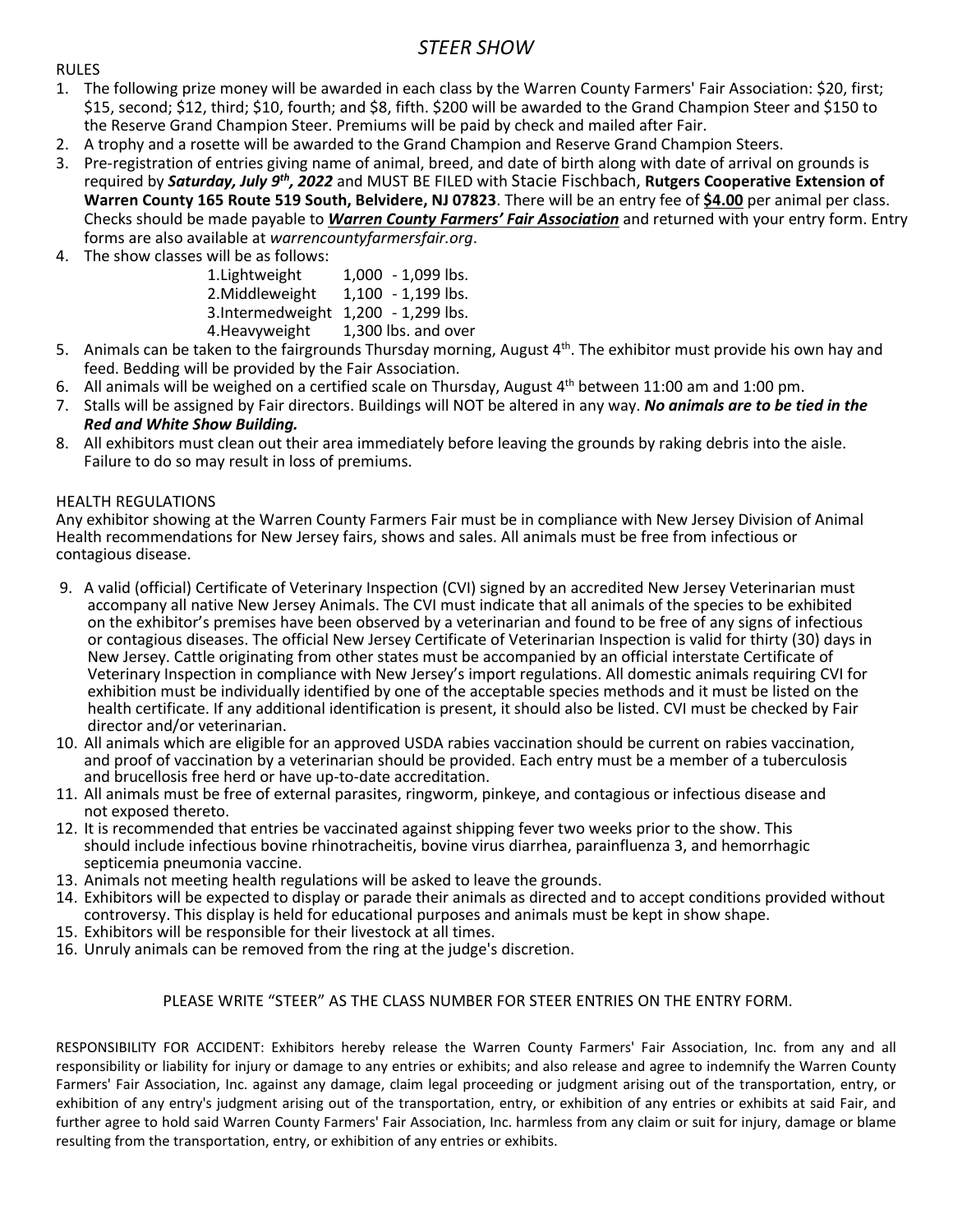# *STEER SHOW*

RULES

1. The following prize money will be awarded in each class by the Warren County Farmers' Fair Association: $20, first; $15, second; $12, third; $10, fourth; and $8, fifth. $200 will be awarded to the Grand Champion Steer and $150 to the Reserve Grand Champion Steer. Premiums will be paid by check and mailed after Fair.
2. A trophy and a rosette will be awarded to the Grand Champion and Reserve Grand Champion Steers.
3. Pre-registration of entries giving name of animal, breed, and date of birth along with date of arrival on grounds is required by ***Saturday, July 9th, 2022*** and MUST BE FILED with Stacie Fischbach, **Rutgers Cooperative Extension of Warren County 165 Route 519 South, Belvidere, NJ 07823**. There will be an entry fee of **$4.00** per animal per class. Checks should be made payable to ***Warren County Farmers' Fair Association*** and returned with your entry form. Entry forms are also available at *warrencountyfarmersfair.org*.
4. The show classes will be as follows:

| | |
|---|---|
| 1.Lightweight | 1,000 - 1,099 lbs. |
| 2.Middleweight | 1,100 - 1,199 lbs. |
| 3.Intermedweight | 1,200 - 1,299 lbs. |
| 4.Heavyweight | 1,300 lbs. and over |

5. Animals can be taken to the fairgrounds Thursday morning, August 4th. The exhibitor must provide his own hay and feed. Bedding will be provided by the Fair Association.
6. All animals will be weighed on a certified scale on Thursday, August 4th between 11:00 am and 1:00 pm.
7. Stalls will be assigned by Fair directors. Buildings will NOT be altered in any way. ***No animals are to be tied in the Red and White Show Building.***
8. All exhibitors must clean out their area immediately before leaving the grounds by raking debris into the aisle. Failure to do so may result in loss of premiums.

HEALTH REGULATIONS

Any exhibitor showing at the Warren County Farmers Fair must be in compliance with New Jersey Division of Animal Health recommendations for New Jersey fairs, shows and sales. All animals must be free from infectious or contagious disease.

9. A valid (official) Certificate of Veterinary Inspection (CVI) signed by an accredited New Jersey Veterinarian must accompany all native New Jersey Animals. The CVI must indicate that all animals of the species to be exhibited on the exhibitor's premises have been observed by a veterinarian and found to be free of any signs of infectious or contagious diseases. The official New Jersey Certificate of Veterinarian Inspection is valid for thirty (30) days in New Jersey. Cattle originating from other states must be accompanied by an official interstate Certificate of Veterinary Inspection in compliance with New Jersey's import regulations. All domestic animals requiring CVI for exhibition must be individually identified by one of the acceptable species methods and it must be listed on the health certificate. If any additional identification is present, it should also be listed. CVI must be checked by Fair director and/or veterinarian.
10. All animals which are eligible for an approved USDA rabies vaccination should be current on rabies vaccination, and proof of vaccination by a veterinarian should be provided. Each entry must be a member of a tuberculosis and brucellosis free herd or have up-to-date accreditation.
11. All animals must be free of external parasites, ringworm, pinkeye, and contagious or infectious disease and not exposed thereto.
12. It is recommended that entries be vaccinated against shipping fever two weeks prior to the show. This should include infectious bovine rhinotracheitis, bovine virus diarrhea, parainfluenza 3, and hemorrhagic septicemia pneumonia vaccine.
13. Animals not meeting health regulations will be asked to leave the grounds.
14. Exhibitors will be expected to display or parade their animals as directed and to accept conditions provided without controversy. This display is held for educational purposes and animals must be kept in show shape.
15. Exhibitors will be responsible for their livestock at all times.
16. Unruly animals can be removed from the ring at the judge's discretion.

PLEASE WRITE "STEER" AS THE CLASS NUMBER FOR STEER ENTRIES ON THE ENTRY FORM.

RESPONSIBILITY FOR ACCIDENT: Exhibitors hereby release the Warren County Farmers' Fair Association, Inc. from any and all responsibility or liability for injury or damage to any entries or exhibits; and also release and agree to indemnify the Warren County Farmers' Fair Association, Inc. against any damage, claim legal proceeding or judgment arising out of the transportation, entry, or exhibition of any entry's judgment arising out of the transportation, entry, or exhibition of any entries or exhibits at said Fair, and further agree to hold said Warren County Farmers' Fair Association, Inc. harmless from any claim or suit for injury, damage or blame resulting from the transportation, entry, or exhibition of any entries or exhibits.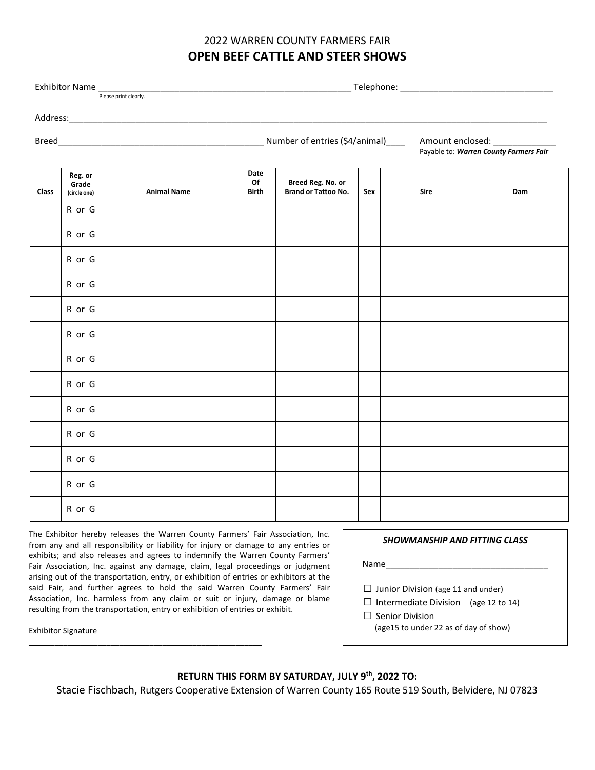2022 WARREN COUNTY FARMERS FAIR

# OPEN BEEF CATTLE AND STEER SHOWS

Exhibitor Name \_\_\_\_\_\_\_\_\_\_\_\_\_\_\_\_\_\_\_\_\_\_\_\_\_\_\_\_\_\_\_\_\_\_\_\_\_\_\_\_\_\_\_\_\_\_\_\_ Telephone: \_\_\_\_\_\_\_\_\_\_\_\_\_\_\_\_\_\_\_\_\_\_\_\_\_\_\_\_\_\_
Please print clearly.

Address:\_\_\_\_\_\_\_\_\_\_\_\_\_\_\_\_\_\_\_\_\_\_\_\_\_\_\_\_\_\_\_\_\_\_\_\_\_\_\_\_\_\_\_\_\_\_\_\_\_\_\_\_\_\_\_\_\_\_\_\_\_\_\_\_\_\_\_\_\_\_\_\_\_\_\_\_\_\_\_\_\_\_\_\_\_\_\_\_\_\_\_\_\_\_

Breed\_\_\_\_\_\_\_\_\_\_\_\_\_\_\_\_\_\_\_\_\_\_\_\_\_\_\_\_\_\_\_\_\_\_\_\_\_\_\_\_\_\_ Number of entries ($4/animal)\_\_\_\_ Amount enclosed: \_\_\_\_\_\_\_\_\_\_\_\_\_
Payable to: ***Warren County Farmers Fair***

| Class | Reg. or Grade (circle one) | Animal Name | Date Of Birth | Breed Reg. No. or Brand or Tattoo No. | Sex | Sire | Dam |
|---|---|---|---|---|---|---|---|
| | R or G | | | | | | |
| | R or G | | | | | | |
| | R or G | | | | | | |
| | R or G | | | | | | |
| | R or G | | | | | | |
| | R or G | | | | | | |
| | R or G | | | | | | |
| | R or G | | | | | | |
| | R or G | | | | | | |
| | R or G | | | | | | |
| | R or G | | | | | | |
| | R or G | | | | | | |
| | R or G | | | | | | |

The Exhibitor hereby releases the Warren County Farmers' Fair Association, Inc. from any and all responsibility or liability for injury or damage to any entries or exhibits; and also releases and agrees to indemnify the Warren County Farmers' Fair Association, Inc. against any damage, claim, legal proceedings or judgment arising out of the transportation, entry, or exhibition of entries or exhibitors at the said Fair, and further agrees to hold the said Warren County Farmers' Fair Association, Inc. harmless from any claim or suit or injury, damage or blame resulting from the transportation, entry or exhibition of entries or exhibit.

Exhibitor Signature

\_\_\_\_\_\_\_\_\_\_\_\_\_\_\_\_\_\_\_\_\_\_\_\_\_\_\_\_\_\_\_\_\_\_\_\_\_\_\_\_\_\_\_\_\_\_\_\_\_\_

***SHOWMANSHIP AND FITTING CLASS***

Name\_\_\_\_\_\_\_\_\_\_\_\_\_\_\_\_\_\_\_\_\_\_\_\_\_\_\_\_\_\_\_\_\_\_\_

- ☐ Junior Division (age 11 and under)
- ☐ Intermediate Division (age 12 to 14)
- ☐ Senior Division (age15 to under 22 as of day of show)

**RETURN THIS FORM BY SATURDAY, JULY 9th, 2022 TO:**

Stacie Fischbach, Rutgers Cooperative Extension of Warren County 165 Route 519 South, Belvidere, NJ 07823